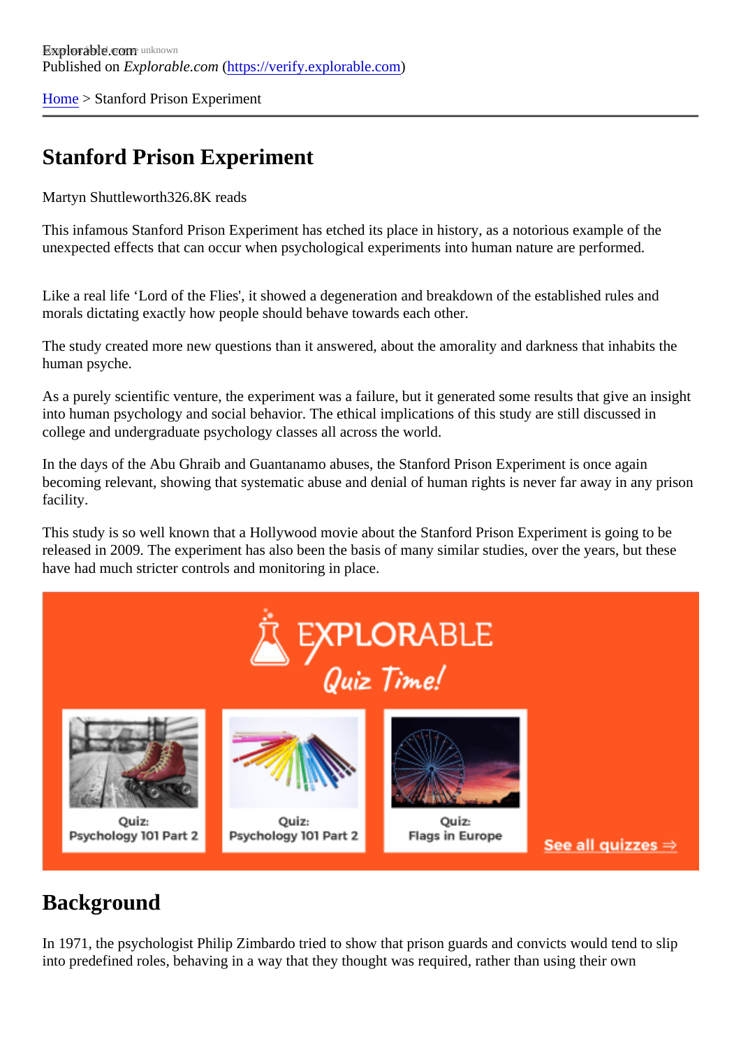Explorable.com
Published on *Explorable.com* (https://verify.explorable.com)

Home > Stanford Prison Experiment

# Stanford Prison Experiment

Martyn Shuttleworth326.8K reads

This infamous Stanford Prison Experiment has etched its place in history, as a notorious example of the unexpected effects that can occur when psychological experiments into human nature are performed.

Like a real life 'Lord of the Flies', it showed a degeneration and breakdown of the established rules and morals dictating exactly how people should behave towards each other.

The study created more new questions than it answered, about the amorality and darkness that inhabits the human psyche.

As a purely scientific venture, the experiment was a failure, but it generated some results that give an insight into human psychology and social behavior. The ethical implications of this study are still discussed in college and undergraduate psychology classes all across the world.

In the days of the Abu Ghraib and Guantanamo abuses, the Stanford Prison Experiment is once again becoming relevant, showing that systematic abuse and denial of human rights is never far away in any prison facility.

This study is so well known that a Hollywood movie about the Stanford Prison Experiment is going to be released in 2009. The experiment has also been the basis of many similar studies, over the years, but these have had much stricter controls and monitoring in place.

## Background

In 1971, the psychologist Philip Zimbardo tried to show that prison guards and convicts would tend to slip into predefined roles, behaving in a way that they thought was required, rather than using their own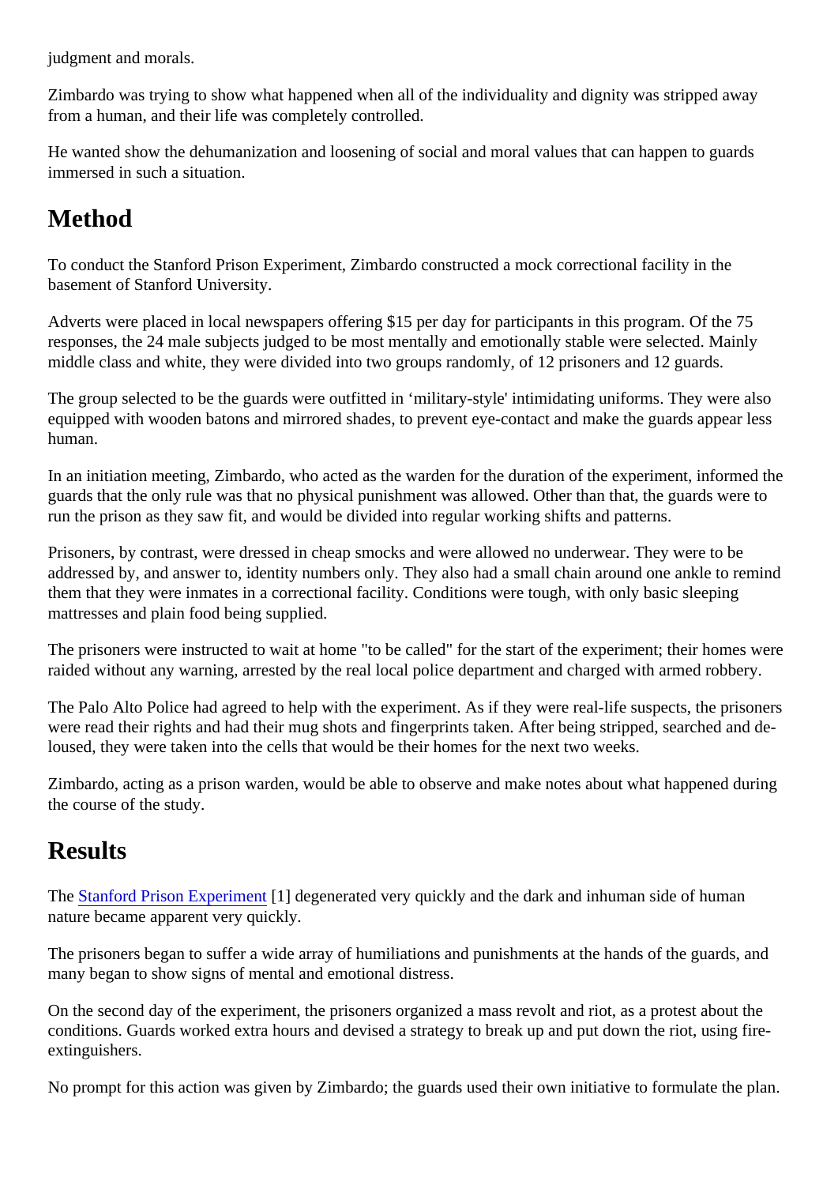judgment and morals.

Zimbardo was trying to show what happened when all of the individuality and dignity was stripped away from a human, and their life was completely controlled.

He wanted show the dehumanization and loosening of social and moral values that can happen to guards immersed in such a situation.

## Method

To conduct the Stanford Prison Experiment, Zimbardo constructed a mock correctional facility in the basement of Stanford University.

Adverts were placed in local newspapers offering $15 per day for participants in this program. Of the 75 responses, the 24 male subjects judged to be most mentally and emotionally stable were selected. Mainly middle class and white, they were divided into two groups randomly, of 12 prisoners and 12 guards.

The group selected to be the guards were outfitted in 'military-style' intimidating uniforms. They were also equipped with wooden batons and mirrored shades, to prevent eye-contact and make the guards appear less human.

In an initiation meeting, Zimbardo, who acted as the warden for the duration of the experiment, informed the guards that the only rule was that no physical punishment was allowed. Other than that, the guards were to run the prison as they saw fit, and would be divided into regular working shifts and patterns.

Prisoners, by contrast, were dressed in cheap smocks and were allowed no underwear. They were to be addressed by, and answer to, identity numbers only. They also had a small chain around one ankle to remind them that they were inmates in a correctional facility. Conditions were tough, with only basic sleeping mattresses and plain food being supplied.

The prisoners were instructed to wait at home "to be called" for the start of the experiment; their homes were raided without any warning, arrested by the real local police department and charged with armed robbery.

The Palo Alto Police had agreed to help with the experiment. As if they were real-life suspects, the prisoners were read their rights and had their mug shots and fingerprints taken. After being stripped, searched and de-loused, they were taken into the cells that would be their homes for the next two weeks.

Zimbardo, acting as a prison warden, would be able to observe and make notes about what happened during the course of the study.

## Results

The Stanford Prison Experiment [1] degenerated very quickly and the dark and inhuman side of human nature became apparent very quickly.

The prisoners began to suffer a wide array of humiliations and punishments at the hands of the guards, and many began to show signs of mental and emotional distress.

On the second day of the experiment, the prisoners organized a mass revolt and riot, as a protest about the conditions. Guards worked extra hours and devised a strategy to break up and put down the riot, using fire-extinguishers.

No prompt for this action was given by Zimbardo; the guards used their own initiative to formulate the plan.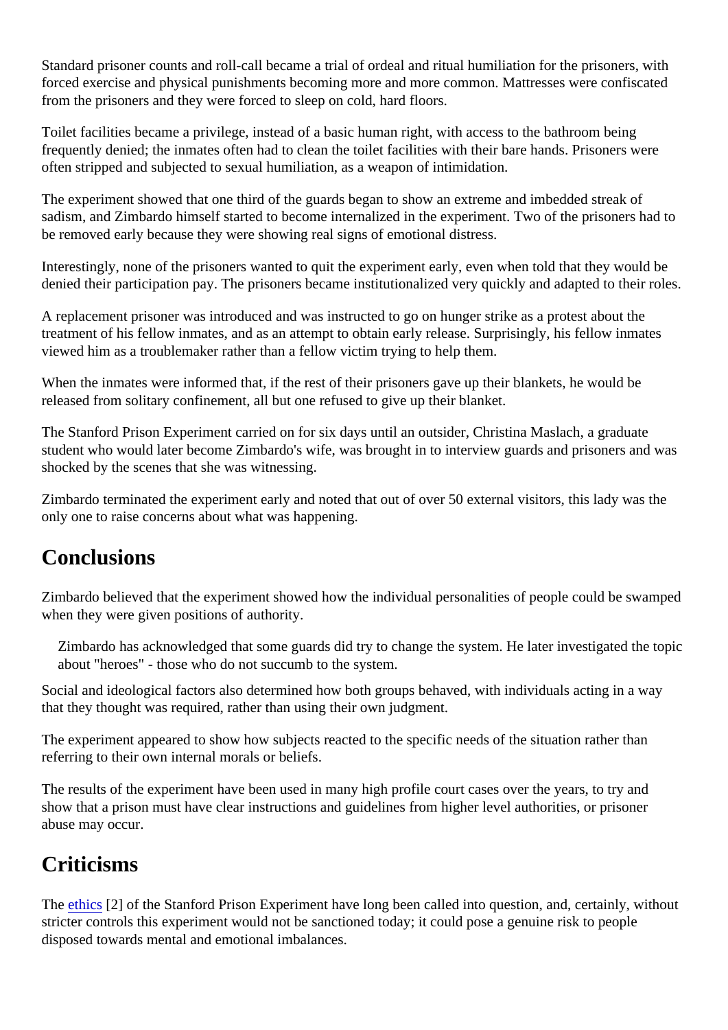Standard prisoner counts and roll-call became a trial of ordeal and ritual humiliation for the prisoners, with forced exercise and physical punishments becoming more and more common. Mattresses were confiscated from the prisoners and they were forced to sleep on cold, hard floors.

Toilet facilities became a privilege, instead of a basic human right, with access to the bathroom being frequently denied; the inmates often had to clean the toilet facilities with their bare hands. Prisoners were often stripped and subjected to sexual humiliation, as a weapon of intimidation.

The experiment showed that one third of the guards began to show an extreme and imbedded streak of sadism, and Zimbardo himself started to become internalized in the experiment. Two of the prisoners had to be removed early because they were showing real signs of emotional distress.

Interestingly, none of the prisoners wanted to quit the experiment early, even when told that they would be denied their participation pay. The prisoners became institutionalized very quickly and adapted to their roles.

A replacement prisoner was introduced and was instructed to go on hunger strike as a protest about the treatment of his fellow inmates, and as an attempt to obtain early release. Surprisingly, his fellow inmates viewed him as a troublemaker rather than a fellow victim trying to help them.

When the inmates were informed that, if the rest of their prisoners gave up their blankets, he would be released from solitary confinement, all but one refused to give up their blanket.

The Stanford Prison Experiment carried on for six days until an outsider, Christina Maslach, a graduate student who would later become Zimbardo's wife, was brought in to interview guards and prisoners and was shocked by the scenes that she was witnessing.

Zimbardo terminated the experiment early and noted that out of over 50 external visitors, this lady was the only one to raise concerns about what was happening.

## Conclusions

Zimbardo believed that the experiment showed how the individual personalities of people could be swamped when they were given positions of authority.

> Zimbardo has acknowledged that some guards did try to change the system. He later investigated the topic about "heroes" - those who do not succumb to the system.

Social and ideological factors also determined how both groups behaved, with individuals acting in a way that they thought was required, rather than using their own judgment.

The experiment appeared to show how subjects reacted to the specific needs of the situation rather than referring to their own internal morals or beliefs.

The results of the experiment have been used in many high profile court cases over the years, to try and show that a prison must have clear instructions and guidelines from higher level authorities, or prisoner abuse may occur.

## Criticisms

The ethics [2] of the Stanford Prison Experiment have long been called into question, and, certainly, without stricter controls this experiment would not be sanctioned today; it could pose a genuine risk to people disposed towards mental and emotional imbalances.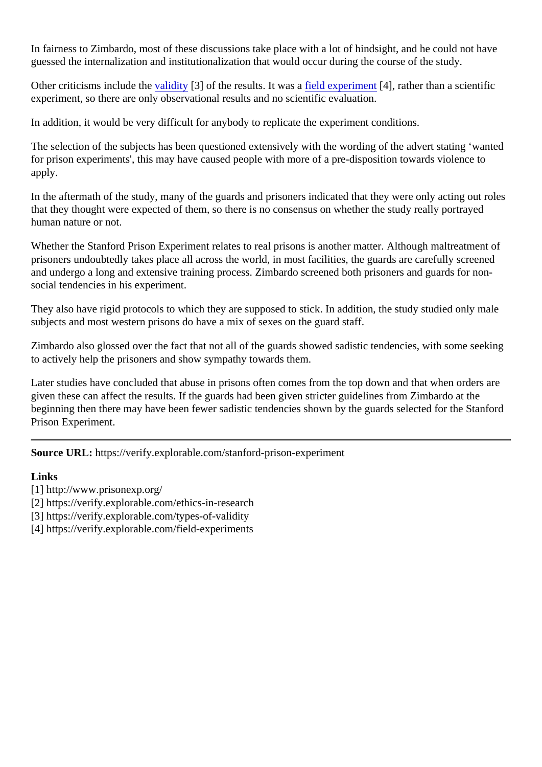In fairness to Zimbardo, most of these discussions take place with a lot of hindsight, and he could not have guessed the internalization and institutionalization that would occur during the course of the study.

Other criticisms include the validity [3] of the results. It was a field experiment [4], rather than a scientific experiment, so there are only observational results and no scientific evaluation.

In addition, it would be very difficult for anybody to replicate the experiment conditions.

The selection of the subjects has been questioned extensively with the wording of the advert stating 'wanted for prison experiments', this may have caused people with more of a pre-disposition towards violence to apply.

In the aftermath of the study, many of the guards and prisoners indicated that they were only acting out roles that they thought were expected of them, so there is no consensus on whether the study really portrayed human nature or not.

Whether the Stanford Prison Experiment relates to real prisons is another matter. Although maltreatment of prisoners undoubtedly takes place all across the world, in most facilities, the guards are carefully screened and undergo a long and extensive training process. Zimbardo screened both prisoners and guards for non-social tendencies in his experiment.

They also have rigid protocols to which they are supposed to stick. In addition, the study studied only male subjects and most western prisons do have a mix of sexes on the guard staff.

Zimbardo also glossed over the fact that not all of the guards showed sadistic tendencies, with some seeking to actively help the prisoners and show sympathy towards them.

Later studies have concluded that abuse in prisons often comes from the top down and that when orders are given these can affect the results. If the guards had been given stricter guidelines from Zimbardo at the beginning then there may have been fewer sadistic tendencies shown by the guards selected for the Stanford Prison Experiment.

---

**Source URL:** https://verify.explorable.com/stanford-prison-experiment

**Links**
[1] http://www.prisonexp.org/
[2] https://verify.explorable.com/ethics-in-research
[3] https://verify.explorable.com/types-of-validity
[4] https://verify.explorable.com/field-experiments